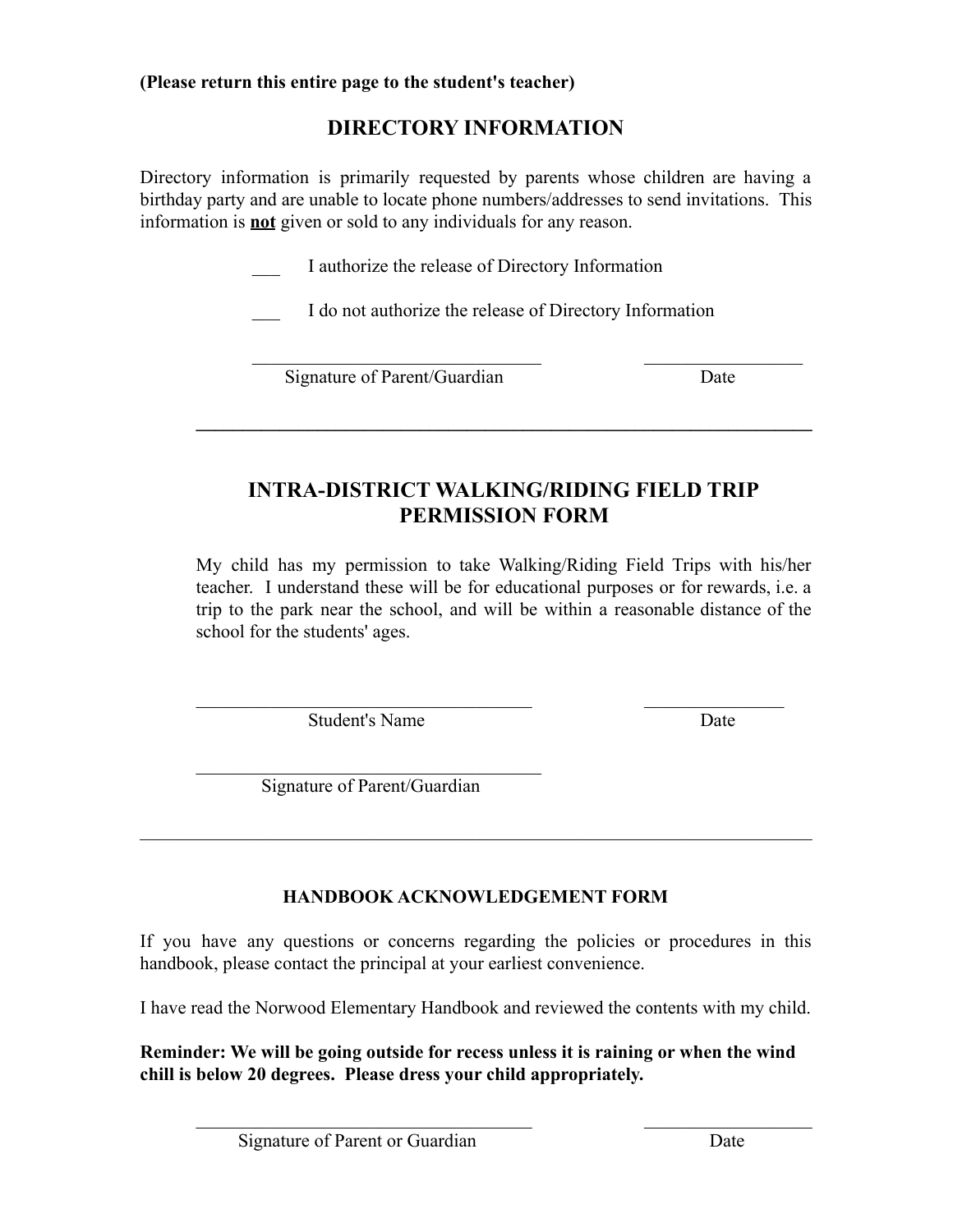**(Please return this entire page to the student's teacher)**

## DIRECTORY INFORMATION

Directory information is primarily requested by parents whose children are having a birthday party and are unable to locate phone numbers/addresses to send invitations. This information is **not** given or sold to any individuals for any reason.

___ I authorize the release of Directory Information

___ I do not authorize the release of Directory Information

_______________________________ _________________
Signature of Parent/Guardian Date

---

## INTRA-DISTRICT WALKING/RIDING FIELD TRIP PERMISSION FORM

My child has my permission to take Walking/Riding Field Trips with his/her teacher. I understand these will be for educational purposes or for rewards, i.e. a trip to the park near the school, and will be within a reasonable distance of the school for the students' ages.

____________________________________ _______________
Student's Name Date

_____________________________________
Signature of Parent/Guardian

---

### HANDBOOK ACKNOWLEDGEMENT FORM

If you have any questions or concerns regarding the policies or procedures in this handbook, please contact the principal at your earliest convenience.

I have read the Norwood Elementary Handbook and reviewed the contents with my child.

**Reminder: We will be going outside for recess unless it is raining or when the wind chill is below 20 degrees. Please dress your child appropriately.**

____________________________________ __________________
Signature of Parent or Guardian Date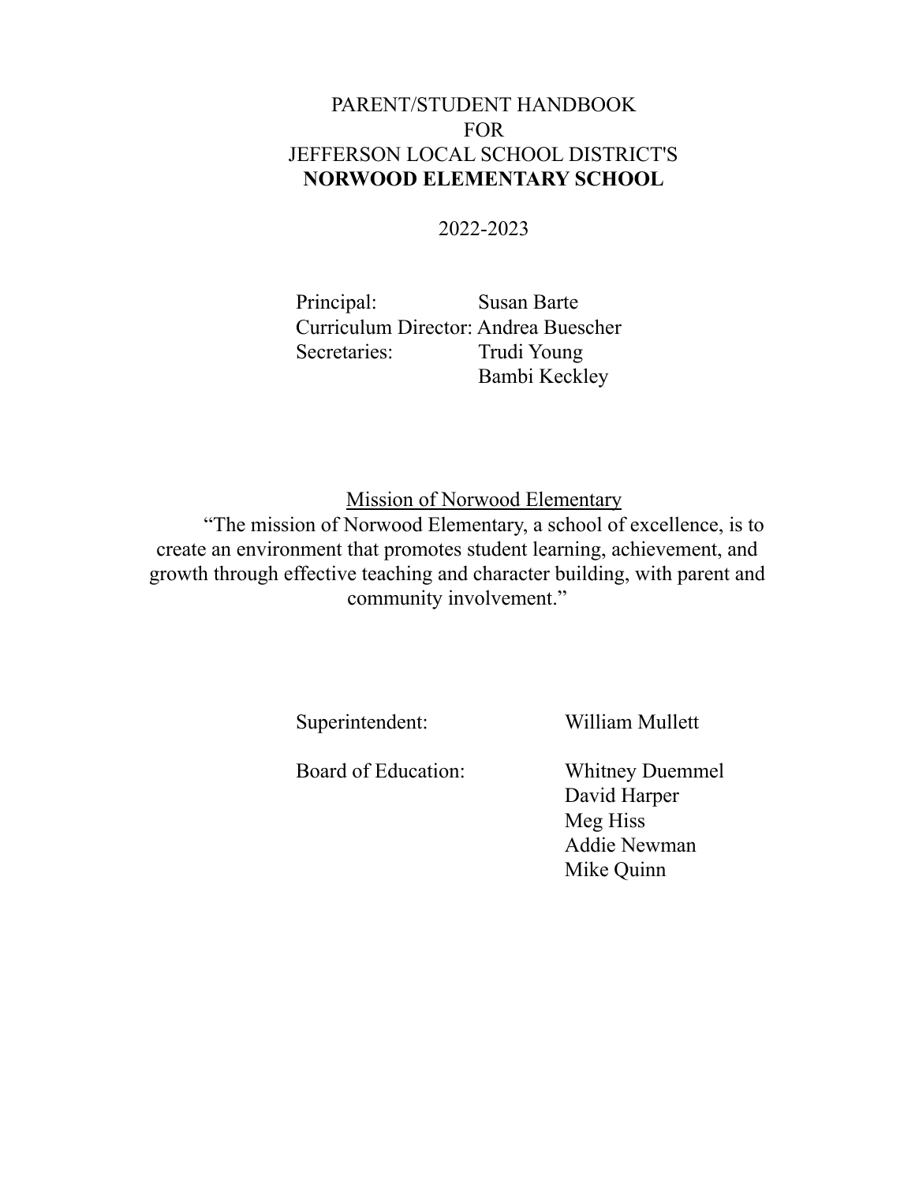# PARENT/STUDENT HANDBOOK
# FOR
# JEFFERSON LOCAL SCHOOL DISTRICT'S
# **NORWOOD ELEMENTARY SCHOOL**

2022-2023

Principal: Susan Barte
Curriculum Director: Andrea Buescher
Secretaries: Trudi Young
Bambi Keckley

## Mission of Norwood Elementary

"The mission of Norwood Elementary, a school of excellence, is to create an environment that promotes student learning, achievement, and growth through effective teaching and character building, with parent and community involvement."

Superintendent: William Mullett

Board of Education: Whitney Duemmel
David Harper
Meg Hiss
Addie Newman
Mike Quinn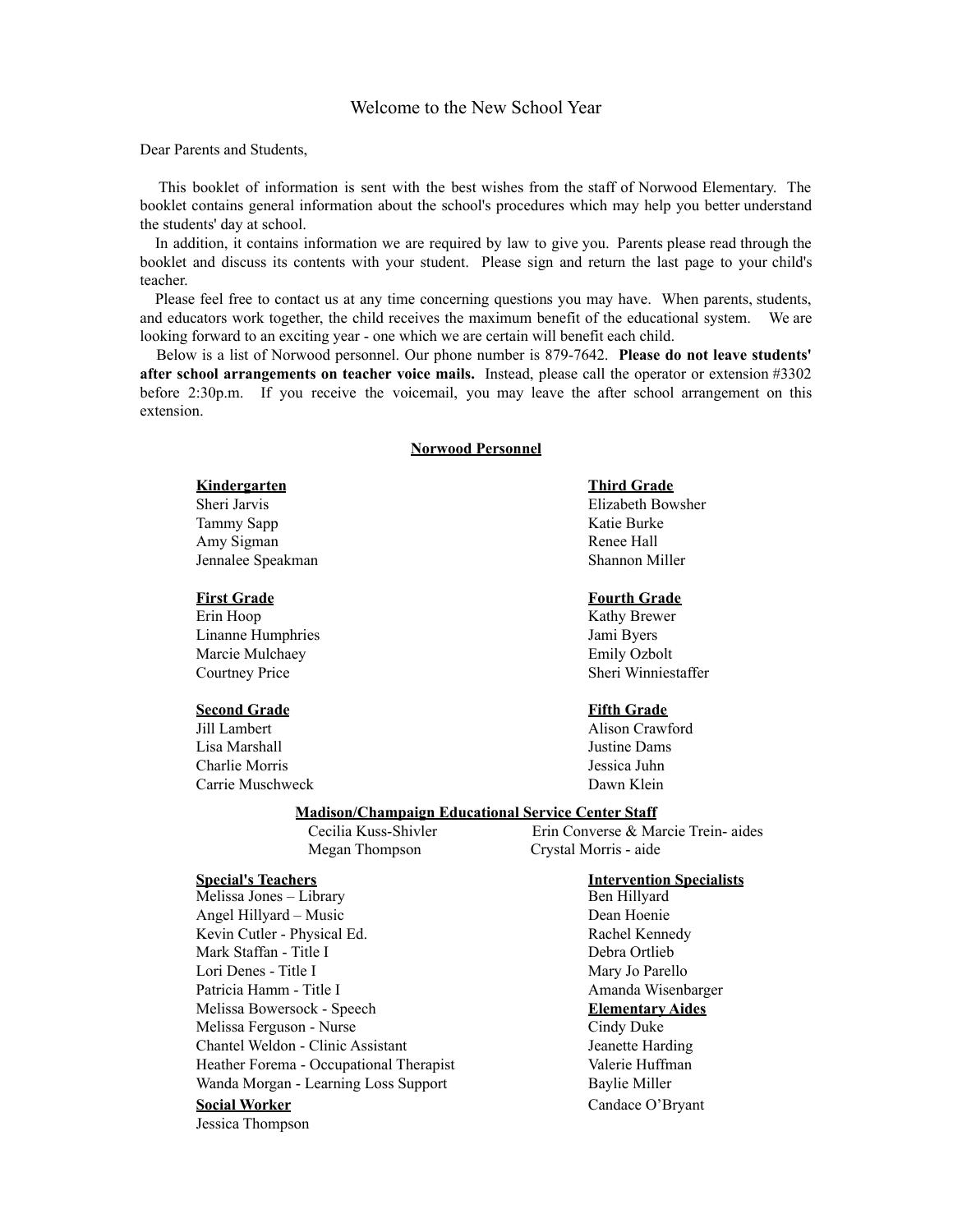# Welcome to the New School Year

Dear Parents and Students,

This booklet of information is sent with the best wishes from the staff of Norwood Elementary. The booklet contains general information about the school's procedures which may help you better understand the students' day at school.

In addition, it contains information we are required by law to give you. Parents please read through the booklet and discuss its contents with your student. Please sign and return the last page to your child's teacher.

Please feel free to contact us at any time concerning questions you may have. When parents, students, and educators work together, the child receives the maximum benefit of the educational system. We are looking forward to an exciting year - one which we are certain will benefit each child.

Below is a list of Norwood personnel. Our phone number is 879-7642. **Please do not leave students' after school arrangements on teacher voice mails.** Instead, please call the operator or extension #3302 before 2:30p.m. If you receive the voicemail, you may leave the after school arrangement on this extension.

## Norwood Personnel

**Kindergarten**
Sheri Jarvis
Tammy Sapp
Amy Sigman
Jennalee Speakman

**First Grade**
Erin Hoop
Linanne Humphries
Marcie Mulchaey
Courtney Price

**Second Grade**
Jill Lambert
Lisa Marshall
Charlie Morris
Carrie Muschweck

**Third Grade**
Elizabeth Bowsher
Katie Burke
Renee Hall
Shannon Miller

**Fourth Grade**
Kathy Brewer
Jami Byers
Emily Ozbolt
Sheri Winniestaffer

**Fifth Grade**
Alison Crawford
Justine Dams
Jessica Juhn
Dawn Klein

**Madison/Champaign Educational Service Center Staff**
Cecilia Kuss-Shivler
Megan Thompson
Erin Converse & Marcie Trein- aides
Crystal Morris - aide

**Special's Teachers**
Melissa Jones – Library
Angel Hillyard – Music
Kevin Cutler - Physical Ed.
Mark Staffan - Title I
Lori Denes - Title I
Patricia Hamm - Title I
Melissa Bowersock - Speech
Melissa Ferguson - Nurse
Chantel Weldon - Clinic Assistant
Heather Forema - Occupational Therapist
Wanda Morgan - Learning Loss Support

**Social Worker**
Jessica Thompson

**Intervention Specialists**
Ben Hillyard
Dean Hoenie
Rachel Kennedy
Debra Ortlieb
Mary Jo Parello
Amanda Wisenbarger

**Elementary Aides**
Cindy Duke
Jeanette Harding
Valerie Huffman
Baylie Miller
Candace O'Bryant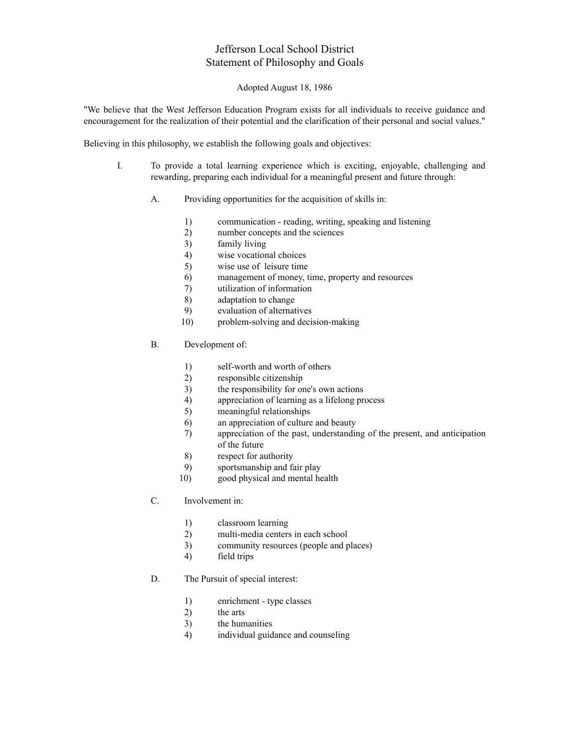# Jefferson Local School District
## Statement of Philosophy and Goals

Adopted August 18, 1986

"We believe that the West Jefferson Education Program exists for all individuals to receive guidance and encouragement for the realization of their potential and the clarification of their personal and social values."

Believing in this philosophy, we establish the following goals and objectives:

I. To provide a total learning experience which is exciting, enjoyable, challenging and rewarding, preparing each individual for a meaningful present and future through:

   A. Providing opportunities for the acquisition of skills in:

      1) communication - reading, writing, speaking and listening
      2) number concepts and the sciences
      3) family living
      4) wise vocational choices
      5) wise use of leisure time
      6) management of money, time, property and resources
      7) utilization of information
      8) adaptation to change
      9) evaluation of alternatives
      10) problem-solving and decision-making

   B. Development of:

      1) self-worth and worth of others
      2) responsible citizenship
      3) the responsibility for one's own actions
      4) appreciation of learning as a lifelong process
      5) meaningful relationships
      6) an appreciation of culture and beauty
      7) appreciation of the past, understanding of the present, and anticipation of the future
      8) respect for authority
      9) sportsmanship and fair play
      10) good physical and mental health

   C. Involvement in:

      1) classroom learning
      2) multi-media centers in each school
      3) community resources (people and places)
      4) field trips

   D. The Pursuit of special interest:

      1) enrichment - type classes
      2) the arts
      3) the humanities
      4) individual guidance and counseling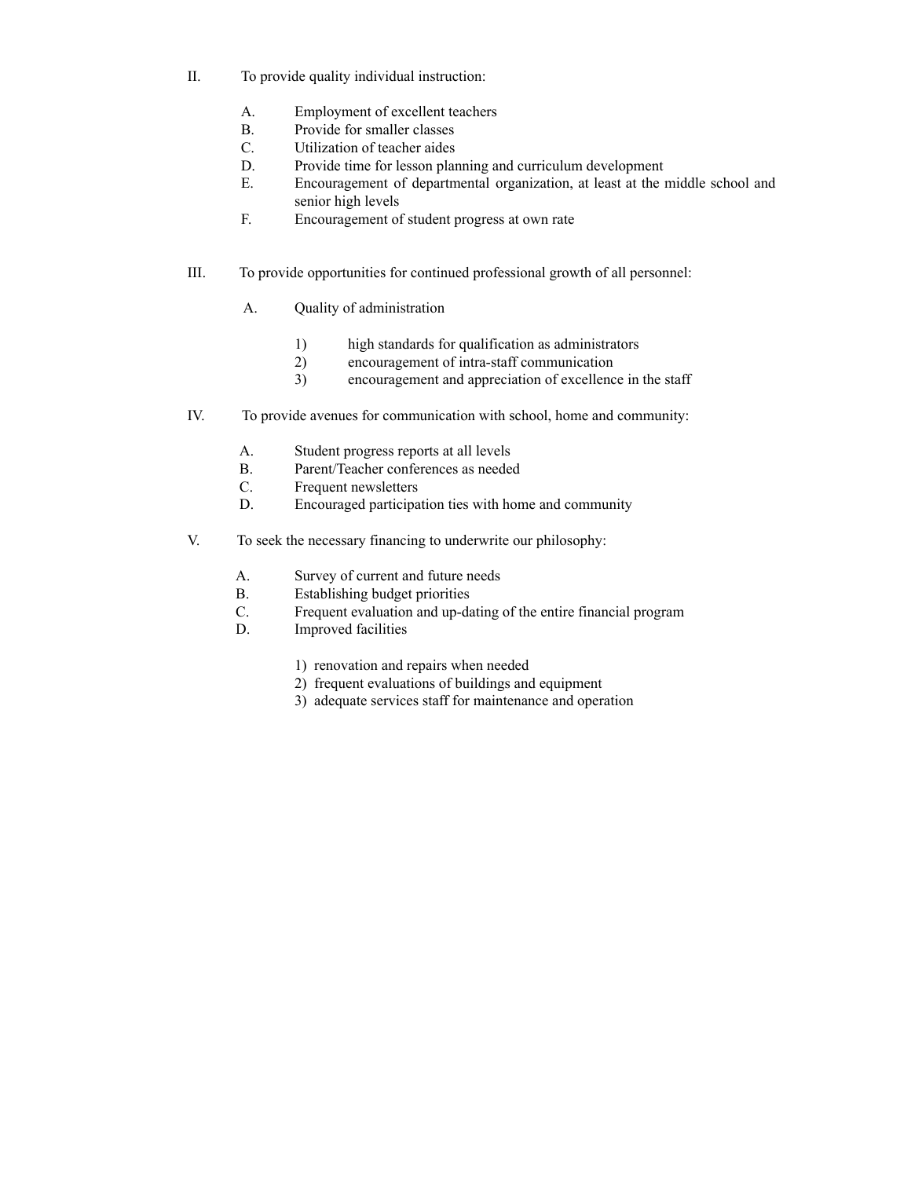II. To provide quality individual instruction:

   A. Employment of excellent teachers
   B. Provide for smaller classes
   C. Utilization of teacher aides
   D. Provide time for lesson planning and curriculum development
   E. Encouragement of departmental organization, at least at the middle school and senior high levels
   F. Encouragement of student progress at own rate

III. To provide opportunities for continued professional growth of all personnel:

   A. Quality of administration

      1) high standards for qualification as administrators
      2) encouragement of intra-staff communication
      3) encouragement and appreciation of excellence in the staff

IV. To provide avenues for communication with school, home and community:

   A. Student progress reports at all levels
   B. Parent/Teacher conferences as needed
   C. Frequent newsletters
   D. Encouraged participation ties with home and community

V. To seek the necessary financing to underwrite our philosophy:

   A. Survey of current and future needs
   B. Establishing budget priorities
   C. Frequent evaluation and up-dating of the entire financial program
   D. Improved facilities

      1) renovation and repairs when needed
      2) frequent evaluations of buildings and equipment
      3) adequate services staff for maintenance and operation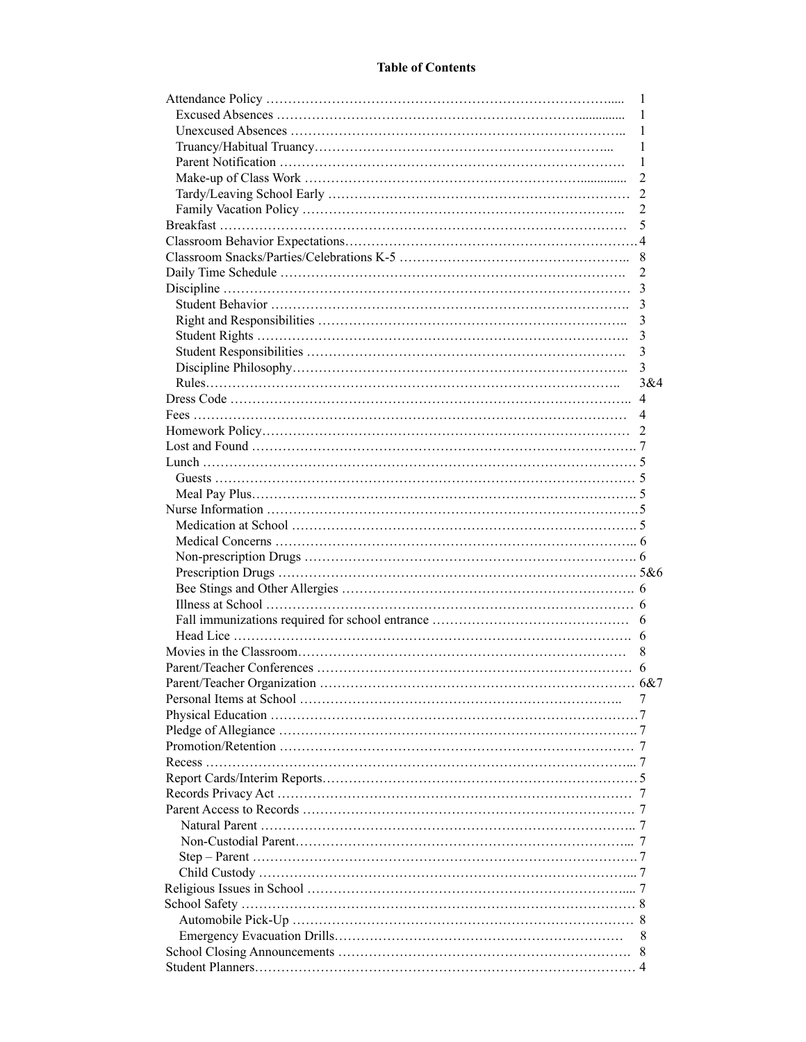**Table of Contents**

| | |
|---|---|
| Attendance Policy | 1 |
| Excused Absences | 1 |
| Unexcused Absences | 1 |
| Truancy/Habitual Truancy | 1 |
| Parent Notification | 1 |
| Make-up of Class Work | 2 |
| Tardy/Leaving School Early | 2 |
| Family Vacation Policy | 2 |
| Breakfast | 5 |
| Classroom Behavior Expectations | 4 |
| Classroom Snacks/Parties/Celebrations K-5 | 8 |
| Daily Time Schedule | 2 |
| Discipline | 3 |
| Student Behavior | 3 |
| Right and Responsibilities | 3 |
| Student Rights | 3 |
| Student Responsibilities | 3 |
| Discipline Philosophy | 3 |
| Rules | 3&4 |
| Dress Code | 4 |
| Fees | 4 |
| Homework Policy | 2 |
| Lost and Found | 7 |
| Lunch | 5 |
| Guests | 5 |
| Meal Pay Plus | 5 |
| Nurse Information | 5 |
| Medication at School | 5 |
| Medical Concerns | 6 |
| Non-prescription Drugs | 6 |
| Prescription Drugs | 5&6 |
| Bee Stings and Other Allergies | 6 |
| Illness at School | 6 |
| Fall immunizations required for school entrance | 6 |
| Head Lice | 6 |
| Movies in the Classroom | 8 |
| Parent/Teacher Conferences | 6 |
| Parent/Teacher Organization | 6&7 |
| Personal Items at School | 7 |
| Physical Education | 7 |
| Pledge of Allegiance | 7 |
| Promotion/Retention | 7 |
| Recess | 7 |
| Report Cards/Interim Reports | 5 |
| Records Privacy Act | 7 |
| Parent Access to Records | 7 |
| Natural Parent | 7 |
| Non-Custodial Parent | 7 |
| Step – Parent | 7 |
| Child Custody | 7 |
| Religious Issues in School | 7 |
| School Safety | 8 |
| Automobile Pick-Up | 8 |
| Emergency Evacuation Drills | 8 |
| School Closing Announcements | 8 |
| Student Planners | 4 |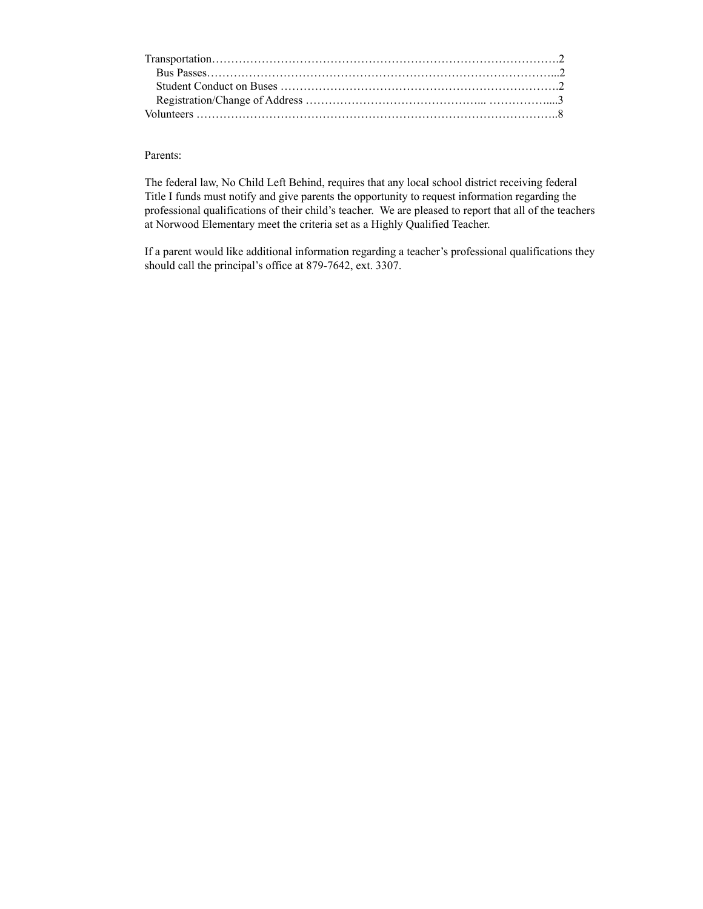Transportation……………………………………………………………………………….2
  Bus Passes…………………………………………………………………………………...2
  Student Conduct on Buses ……………………………………………………………….2
  Registration/Change of Address ……………………………………... ……………....3
Volunteers ………………………………………………………………………………..8

Parents:

The federal law, No Child Left Behind, requires that any local school district receiving federal Title I funds must notify and give parents the opportunity to request information regarding the professional qualifications of their child's teacher. We are pleased to report that all of the teachers at Norwood Elementary meet the criteria set as a Highly Qualified Teacher.

If a parent would like additional information regarding a teacher's professional qualifications they should call the principal's office at 879-7642, ext. 3307.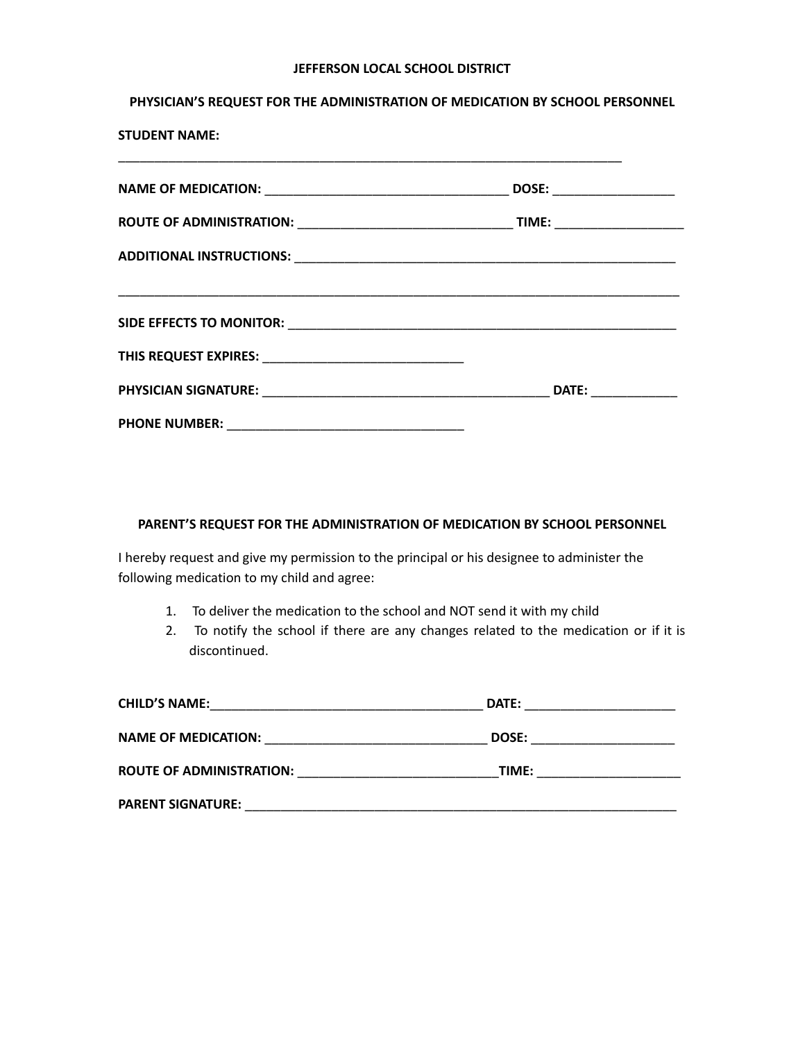**JEFFERSON LOCAL SCHOOL DISTRICT**

**PHYSICIAN'S REQUEST FOR THE ADMINISTRATION OF MEDICATION BY SCHOOL PERSONNEL**

**STUDENT NAME:**

___________________________________________________________________________

**NAME OF MEDICATION:** ____________________________________ **DOSE:** __________________

**ROUTE OF ADMINISTRATION:** ________________________________ **TIME:** ___________________

**ADDITIONAL INSTRUCTIONS:** __________________________________________________________

____________________________________________________________________________________

**SIDE EFFECTS TO MONITOR:** ___________________________________________________________

**THIS REQUEST EXPIRES:** ______________________________

**PHYSICIAN SIGNATURE:** ___________________________________________ **DATE:** _____________

**PHONE NUMBER:** ___________________________________

**PARENT'S REQUEST FOR THE ADMINISTRATION OF MEDICATION BY SCHOOL PERSONNEL**

I hereby request and give my permission to the principal or his designee to administer the following medication to my child and agree:

1. To deliver the medication to the school and NOT send it with my child
2. To notify the school if there are any changes related to the medication or if it is discontinued.

**CHILD'S NAME:** _________________________________________ **DATE:** ______________________

**NAME OF MEDICATION:** _________________________________ **DOSE:** _____________________

**ROUTE OF ADMINISTRATION:** _____________________________ **TIME:** _____________________

**PARENT SIGNATURE:** _________________________________________________________________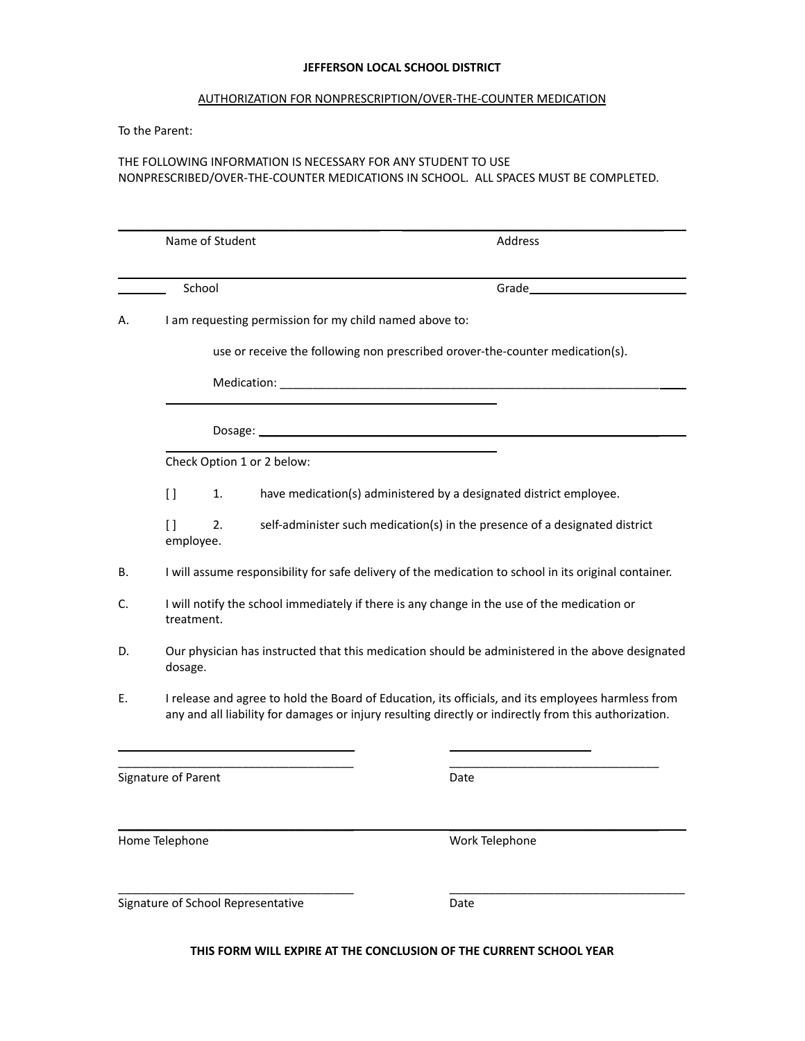**JEFFERSON LOCAL SCHOOL DISTRICT**

AUTHORIZATION FOR NONPRESCRIPTION/OVER-THE-COUNTER MEDICATION

To the Parent:

THE FOLLOWING INFORMATION IS NECESSARY FOR ANY STUDENT TO USE NONPRESCRIBED/OVER-THE-COUNTER MEDICATIONS IN SCHOOL. ALL SPACES MUST BE COMPLETED.

\_\_\_\_\_\_\_\_\_\_\_\_\_\_\_\_\_\_\_\_\_\_\_\_\_\_\_\_\_\_\_\_\_\_\_\_ \_\_\_\_\_\_\_\_\_\_\_\_\_\_\_\_\_\_\_\_\_\_\_\_\_\_\_\_\_\_\_\_\_\_\_\_

Name of Student Address

\_\_\_\_\_\_\_\_\_\_\_\_\_\_\_\_\_\_\_\_\_\_\_\_\_\_\_\_\_\_\_\_\_\_\_\_\_\_\_\_\_\_\_\_\_\_\_\_\_\_\_\_\_\_\_\_\_\_\_\_\_\_\_\_\_\_\_\_\_\_

School Grade\_\_\_\_\_\_\_\_\_\_\_\_\_\_\_\_\_\_\_\_

A. I am requesting permission for my child named above to:

use or receive the following non prescribed orover-the-counter medication(s).

Medication: \_\_\_\_\_\_\_\_\_\_\_\_\_\_\_\_\_\_\_\_\_\_\_\_\_\_\_\_\_\_\_\_\_\_\_\_\_\_\_\_\_\_\_\_\_\_\_\_\_\_\_\_

\_\_\_\_\_\_\_\_\_\_\_\_\_\_\_\_\_\_\_\_\_\_\_\_\_\_\_\_\_\_\_\_\_\_\_\_\_\_\_\_\_\_

Dosage: \_\_\_\_\_\_\_\_\_\_\_\_\_\_\_\_\_\_\_\_\_\_\_\_\_\_\_\_\_\_\_\_\_\_\_\_\_\_\_\_\_\_\_\_\_\_\_\_\_\_\_\_\_\_

\_\_\_\_\_\_\_\_\_\_\_\_\_\_\_\_\_\_\_\_\_\_\_\_\_\_\_\_\_\_\_\_\_\_\_\_\_\_\_\_\_\_

Check Option 1 or 2 below:

[ ] 1. have medication(s) administered by a designated district employee.

[ ] 2. self-administer such medication(s) in the presence of a designated district employee.

B. I will assume responsibility for safe delivery of the medication to school in its original container.

C. I will notify the school immediately if there is any change in the use of the medication or treatment.

D. Our physician has instructed that this medication should be administered in the above designated dosage.

E. I release and agree to hold the Board of Education, its officials, and its employees harmless from any and all liability for damages or injury resulting directly or indirectly from this authorization.

\_\_\_\_\_\_\_\_\_\_\_\_\_\_\_\_\_\_\_\_\_\_\_\_\_\_\_\_\_\_\_\_\_\_\_\_ \_\_\_\_\_\_\_\_\_\_\_\_\_\_\_\_\_\_\_\_\_\_\_\_\_\_\_\_\_\_\_\_\_\_

Signature of Parent Date

\_\_\_\_\_\_\_\_\_\_\_\_\_\_\_\_\_\_\_\_\_\_\_\_\_\_\_\_\_\_\_\_\_\_\_\_ \_\_\_\_\_\_\_\_\_\_\_\_\_\_\_\_\_\_\_\_\_\_\_\_\_\_\_\_\_\_\_\_\_\_

Home Telephone Work Telephone

\_\_\_\_\_\_\_\_\_\_\_\_\_\_\_\_\_\_\_\_\_\_\_\_\_\_\_\_\_\_\_\_\_\_\_\_ \_\_\_\_\_\_\_\_\_\_\_\_\_\_\_\_\_\_\_\_\_\_\_\_\_\_\_\_\_\_\_\_\_\_

Signature of School Representative Date

**THIS FORM WILL EXPIRE AT THE CONCLUSION OF THE CURRENT SCHOOL YEAR**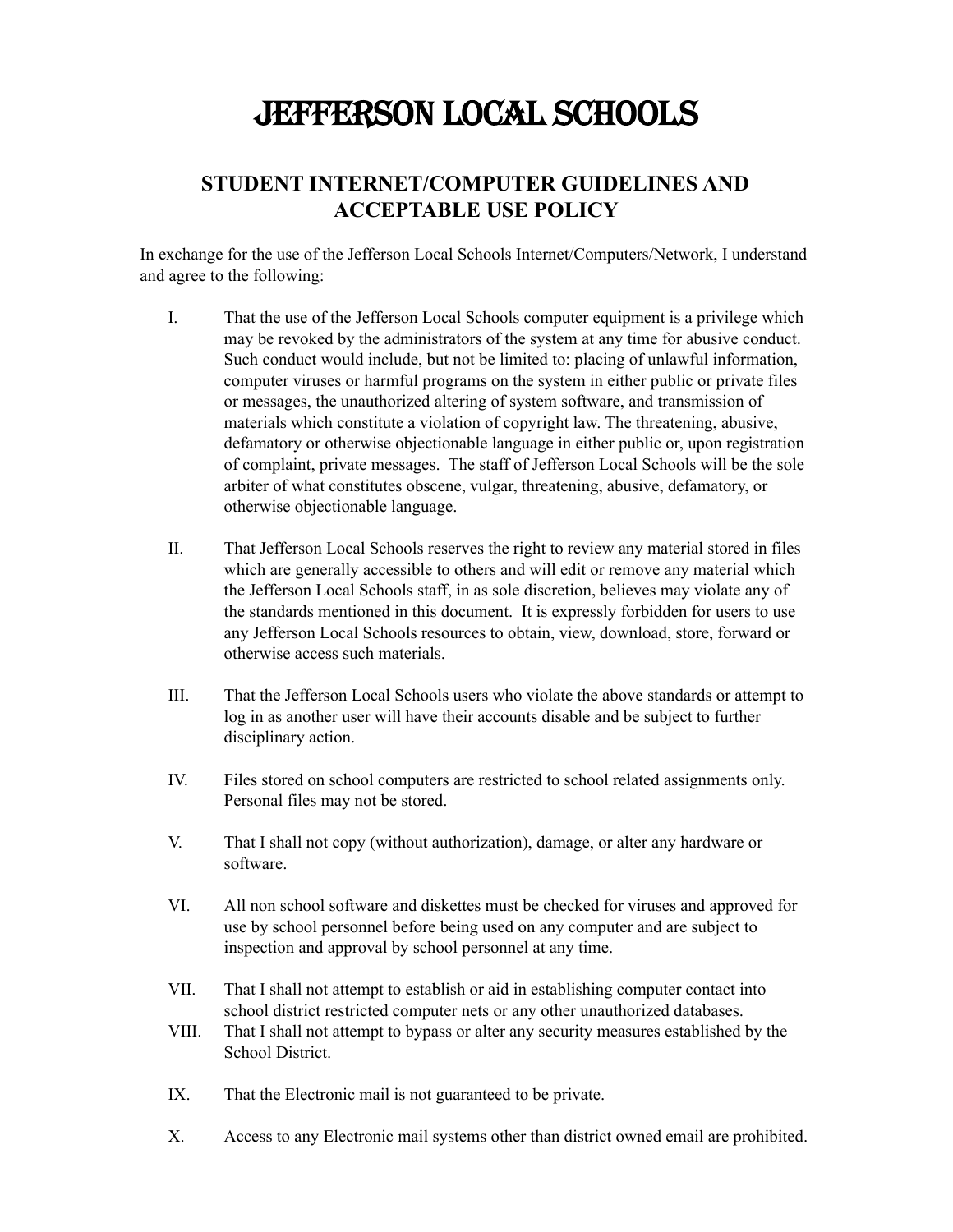# Jefferson Local Schools

## STUDENT INTERNET/COMPUTER GUIDELINES AND ACCEPTABLE USE POLICY

In exchange for the use of the Jefferson Local Schools Internet/Computers/Network, I understand and agree to the following:

I. That the use of the Jefferson Local Schools computer equipment is a privilege which may be revoked by the administrators of the system at any time for abusive conduct. Such conduct would include, but not be limited to: placing of unlawful information, computer viruses or harmful programs on the system in either public or private files or messages, the unauthorized altering of system software, and transmission of materials which constitute a violation of copyright law. The threatening, abusive, defamatory or otherwise objectionable language in either public or, upon registration of complaint, private messages. The staff of Jefferson Local Schools will be the sole arbiter of what constitutes obscene, vulgar, threatening, abusive, defamatory, or otherwise objectionable language.

II. That Jefferson Local Schools reserves the right to review any material stored in files which are generally accessible to others and will edit or remove any material which the Jefferson Local Schools staff, in as sole discretion, believes may violate any of the standards mentioned in this document. It is expressly forbidden for users to use any Jefferson Local Schools resources to obtain, view, download, store, forward or otherwise access such materials.

III. That the Jefferson Local Schools users who violate the above standards or attempt to log in as another user will have their accounts disable and be subject to further disciplinary action.

IV. Files stored on school computers are restricted to school related assignments only. Personal files may not be stored.

V. That I shall not copy (without authorization), damage, or alter any hardware or software.

VI. All non school software and diskettes must be checked for viruses and approved for use by school personnel before being used on any computer and are subject to inspection and approval by school personnel at any time.

VII. That I shall not attempt to establish or aid in establishing computer contact into school district restricted computer nets or any other unauthorized databases.

VIII. That I shall not attempt to bypass or alter any security measures established by the School District.

IX. That the Electronic mail is not guaranteed to be private.

X. Access to any Electronic mail systems other than district owned email are prohibited.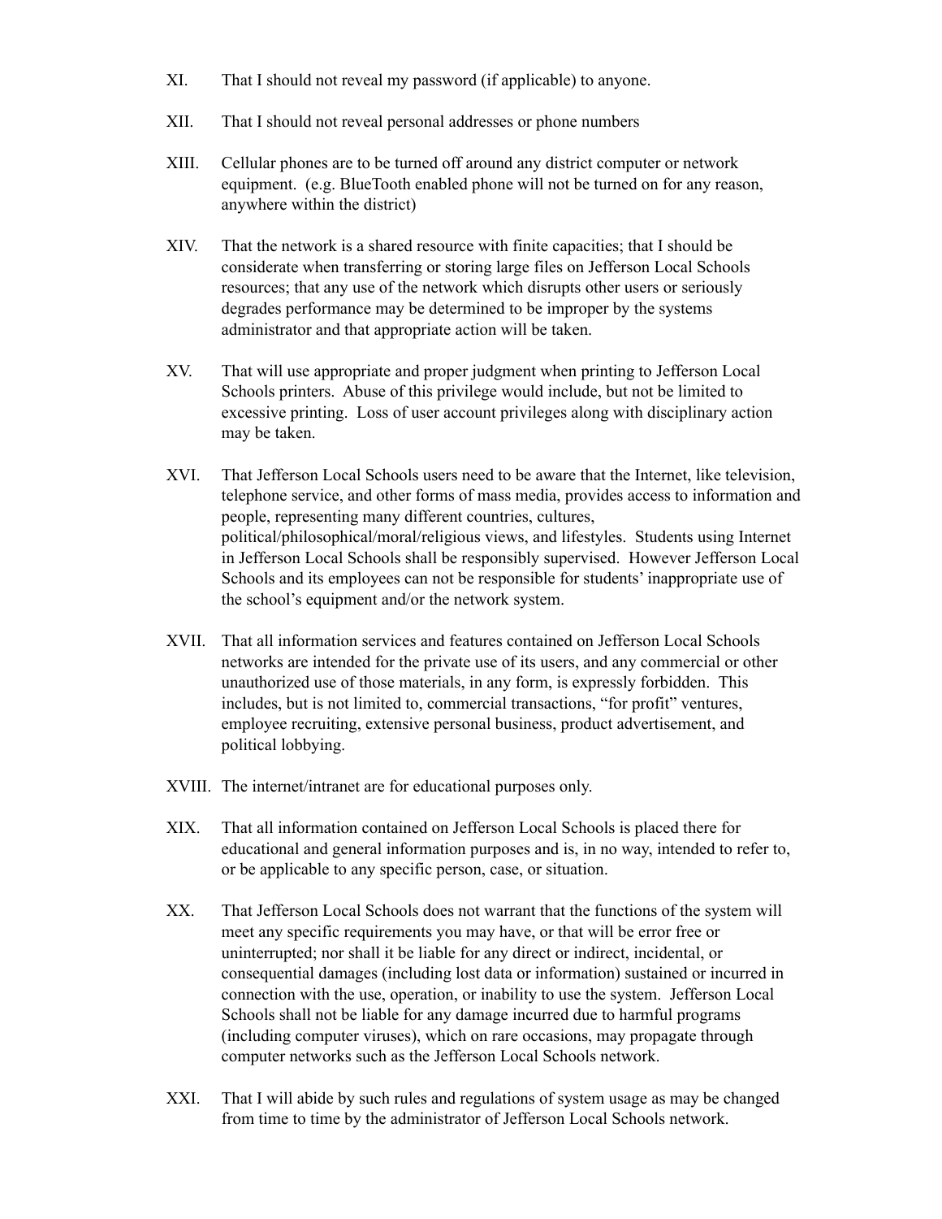XI. That I should not reveal my password (if applicable) to anyone.

XII. That I should not reveal personal addresses or phone numbers

XIII. Cellular phones are to be turned off around any district computer or network equipment. (e.g. BlueTooth enabled phone will not be turned on for any reason, anywhere within the district)

XIV. That the network is a shared resource with finite capacities; that I should be considerate when transferring or storing large files on Jefferson Local Schools resources; that any use of the network which disrupts other users or seriously degrades performance may be determined to be improper by the systems administrator and that appropriate action will be taken.

XV. That will use appropriate and proper judgment when printing to Jefferson Local Schools printers. Abuse of this privilege would include, but not be limited to excessive printing. Loss of user account privileges along with disciplinary action may be taken.

XVI. That Jefferson Local Schools users need to be aware that the Internet, like television, telephone service, and other forms of mass media, provides access to information and people, representing many different countries, cultures, political/philosophical/moral/religious views, and lifestyles. Students using Internet in Jefferson Local Schools shall be responsibly supervised. However Jefferson Local Schools and its employees can not be responsible for students' inappropriate use of the school's equipment and/or the network system.

XVII. That all information services and features contained on Jefferson Local Schools networks are intended for the private use of its users, and any commercial or other unauthorized use of those materials, in any form, is expressly forbidden. This includes, but is not limited to, commercial transactions, "for profit" ventures, employee recruiting, extensive personal business, product advertisement, and political lobbying.

XVIII. The internet/intranet are for educational purposes only.

XIX. That all information contained on Jefferson Local Schools is placed there for educational and general information purposes and is, in no way, intended to refer to, or be applicable to any specific person, case, or situation.

XX. That Jefferson Local Schools does not warrant that the functions of the system will meet any specific requirements you may have, or that will be error free or uninterrupted; nor shall it be liable for any direct or indirect, incidental, or consequential damages (including lost data or information) sustained or incurred in connection with the use, operation, or inability to use the system. Jefferson Local Schools shall not be liable for any damage incurred due to harmful programs (including computer viruses), which on rare occasions, may propagate through computer networks such as the Jefferson Local Schools network.

XXI. That I will abide by such rules and regulations of system usage as may be changed from time to time by the administrator of Jefferson Local Schools network.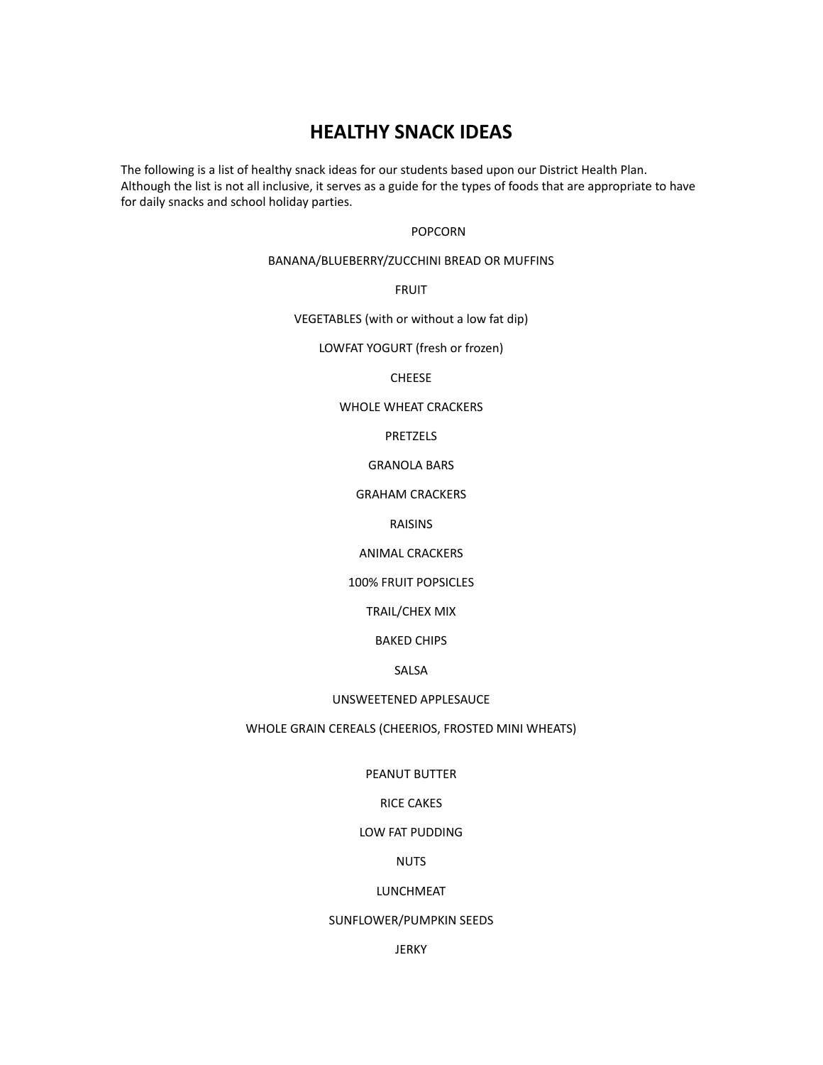# HEALTHY SNACK IDEAS

The following is a list of healthy snack ideas for our students based upon our District Health Plan. Although the list is not all inclusive, it serves as a guide for the types of foods that are appropriate to have for daily snacks and school holiday parties.

POPCORN

BANANA/BLUEBERRY/ZUCCHINI BREAD OR MUFFINS

FRUIT

VEGETABLES (with or without a low fat dip)

LOWFAT YOGURT (fresh or frozen)

CHEESE

WHOLE WHEAT CRACKERS

PRETZELS

GRANOLA BARS

GRAHAM CRACKERS

RAISINS

ANIMAL CRACKERS

100% FRUIT POPSICLES

TRAIL/CHEX MIX

BAKED CHIPS

SALSA

UNSWEETENED APPLESAUCE

WHOLE GRAIN CEREALS (CHEERIOS, FROSTED MINI WHEATS)

PEANUT BUTTER

RICE CAKES

LOW FAT PUDDING

NUTS

LUNCHMEAT

SUNFLOWER/PUMPKIN SEEDS

JERKY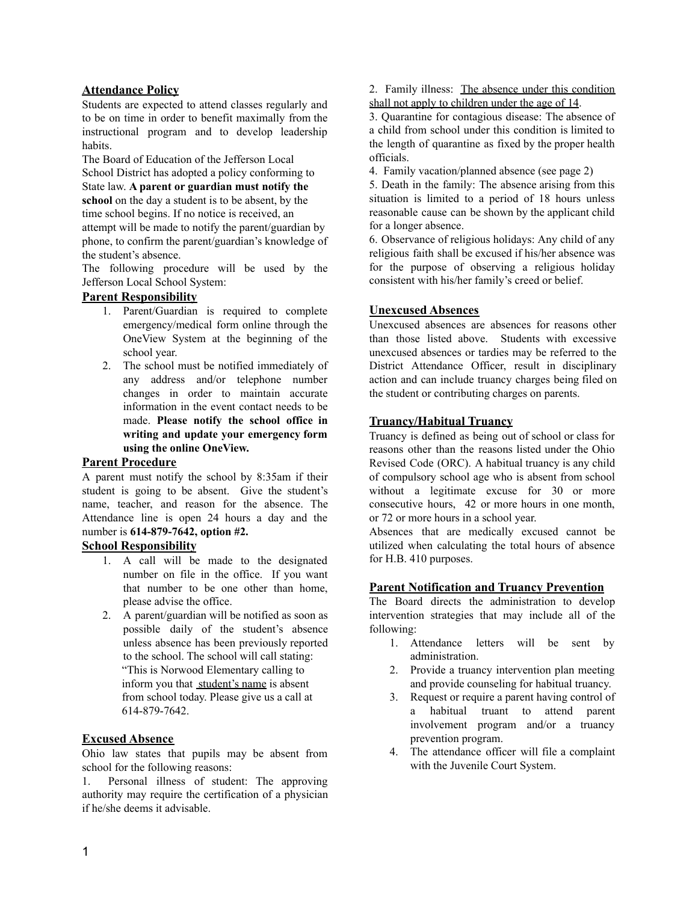## Attendance Policy

Students are expected to attend classes regularly and to be on time in order to benefit maximally from the instructional program and to develop leadership habits.

The Board of Education of the Jefferson Local School District has adopted a policy conforming to State law. **A parent or guardian must notify the school** on the day a student is to be absent, by the time school begins. If no notice is received, an attempt will be made to notify the parent/guardian by phone, to confirm the parent/guardian's knowledge of the student's absence.

The following procedure will be used by the Jefferson Local School System:

### Parent Responsibility

1. Parent/Guardian is required to complete emergency/medical form online through the OneView System at the beginning of the school year.
2. The school must be notified immediately of any address and/or telephone number changes in order to maintain accurate information in the event contact needs to be made. **Please notify the school office in writing and update your emergency form using the online OneView.**

### Parent Procedure

A parent must notify the school by 8:35am if their student is going to be absent. Give the student's name, teacher, and reason for the absence. The Attendance line is open 24 hours a day and the number is **614-879-7642, option #2.**

### School Responsibility

1. A call will be made to the designated number on file in the office. If you want that number to be one other than home, please advise the office.
2. A parent/guardian will be notified as soon as possible daily of the student's absence unless absence has been previously reported to the school. The school will call stating: "This is Norwood Elementary calling to inform you that student's name is absent from school today. Please give us a call at 614-879-7642.

## Excused Absence

Ohio law states that pupils may be absent from school for the following reasons:

1. Personal illness of student: The approving authority may require the certification of a physician if he/she deems it advisable.
2. Family illness: The absence under this condition shall not apply to children under the age of 14.
3. Quarantine for contagious disease: The absence of a child from school under this condition is limited to the length of quarantine as fixed by the proper health officials.
4. Family vacation/planned absence (see page 2)
5. Death in the family: The absence arising from this situation is limited to a period of 18 hours unless reasonable cause can be shown by the applicant child for a longer absence.
6. Observance of religious holidays: Any child of any religious faith shall be excused if his/her absence was for the purpose of observing a religious holiday consistent with his/her family's creed or belief.

## Unexcused Absences

Unexcused absences are absences for reasons other than those listed above. Students with excessive unexcused absences or tardies may be referred to the District Attendance Officer, result in disciplinary action and can include truancy charges being filed on the student or contributing charges on parents.

## Truancy/Habitual Truancy

Truancy is defined as being out of school or class for reasons other than the reasons listed under the Ohio Revised Code (ORC). A habitual truancy is any child of compulsory school age who is absent from school without a legitimate excuse for 30 or more consecutive hours, 42 or more hours in one month, or 72 or more hours in a school year.

Absences that are medically excused cannot be utilized when calculating the total hours of absence for H.B. 410 purposes.

## Parent Notification and Truancy Prevention

The Board directs the administration to develop intervention strategies that may include all of the following:

1. Attendance letters will be sent by administration.
2. Provide a truancy intervention plan meeting and provide counseling for habitual truancy.
3. Request or require a parent having control of a habitual truant to attend parent involvement program and/or a truancy prevention program.
4. The attendance officer will file a complaint with the Juvenile Court System.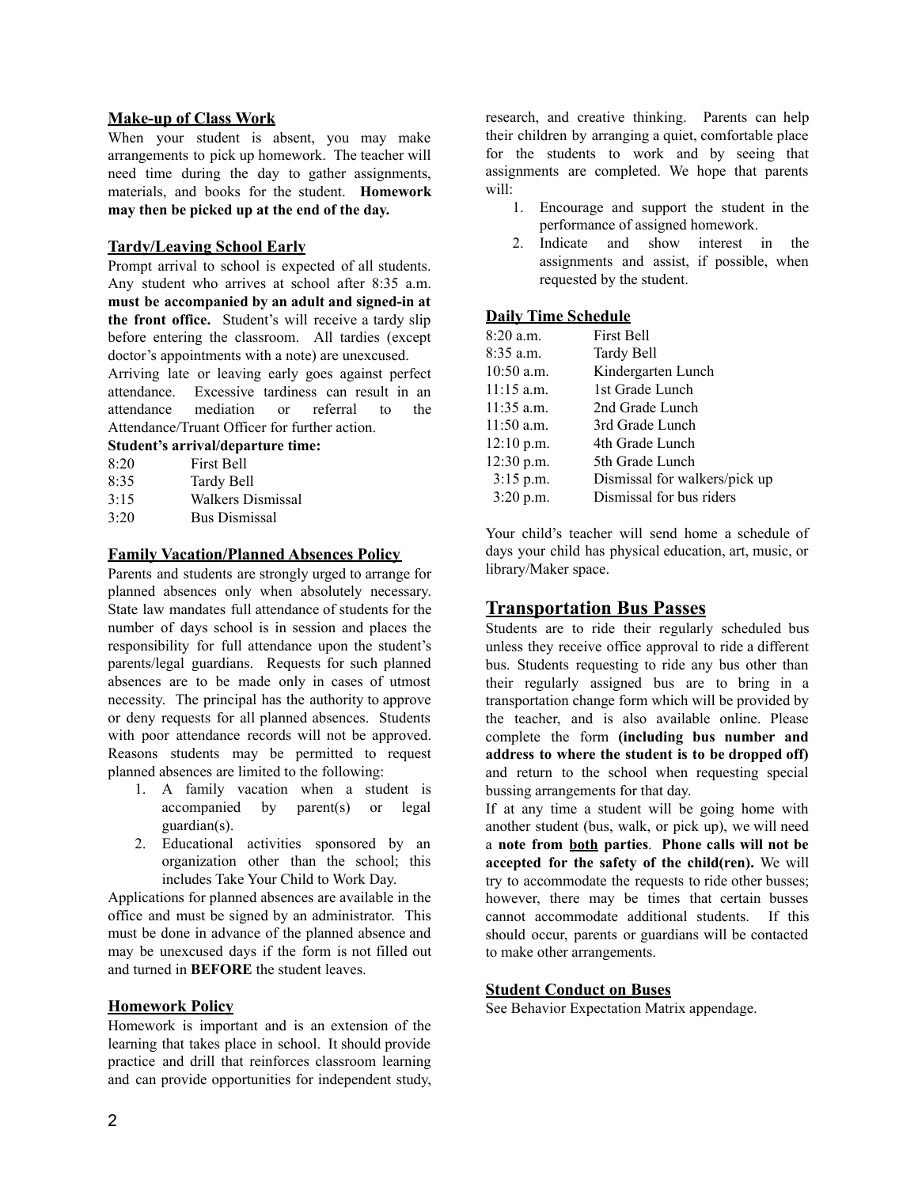### Make-up of Class Work

When your student is absent, you may make arrangements to pick up homework. The teacher will need time during the day to gather assignments, materials, and books for the student. **Homework may then be picked up at the end of the day.**

### Tardy/Leaving School Early

Prompt arrival to school is expected of all students. Any student who arrives at school after 8:35 a.m. **must be accompanied by an adult and signed-in at the front office.** Student's will receive a tardy slip before entering the classroom. All tardies (except doctor's appointments with a note) are unexcused.

Arriving late or leaving early goes against perfect attendance. Excessive tardiness can result in an attendance mediation or referral to the Attendance/Truant Officer for further action.

**Student's arrival/departure time:**

| | |
|---|---|
| 8:20 | First Bell |
| 8:35 | Tardy Bell |
| 3:15 | Walkers Dismissal |
| 3:20 | Bus Dismissal |

### Family Vacation/Planned Absences Policy

Parents and students are strongly urged to arrange for planned absences only when absolutely necessary. State law mandates full attendance of students for the number of days school is in session and places the responsibility for full attendance upon the student's parents/legal guardians. Requests for such planned absences are to be made only in cases of utmost necessity. The principal has the authority to approve or deny requests for all planned absences. Students with poor attendance records will not be approved. Reasons students may be permitted to request planned absences are limited to the following:

1. A family vacation when a student is accompanied by parent(s) or legal guardian(s).
2. Educational activities sponsored by an organization other than the school; this includes Take Your Child to Work Day.

Applications for planned absences are available in the office and must be signed by an administrator. This must be done in advance of the planned absence and may be unexcused days if the form is not filled out and turned in **BEFORE** the student leaves.

### Homework Policy

Homework is important and is an extension of the learning that takes place in school. It should provide practice and drill that reinforces classroom learning and can provide opportunities for independent study, research, and creative thinking. Parents can help their children by arranging a quiet, comfortable place for the students to work and by seeing that assignments are completed. We hope that parents will:

1. Encourage and support the student in the performance of assigned homework.
2. Indicate and show interest in the assignments and assist, if possible, when requested by the student.

### Daily Time Schedule

| | |
|---|---|
| 8:20 a.m. | First Bell |
| 8:35 a.m. | Tardy Bell |
| 10:50 a.m. | Kindergarten Lunch |
| 11:15 a.m. | 1st Grade Lunch |
| 11:35 a.m. | 2nd Grade Lunch |
| 11:50 a.m. | 3rd Grade Lunch |
| 12:10 p.m. | 4th Grade Lunch |
| 12:30 p.m. | 5th Grade Lunch |
| 3:15 p.m. | Dismissal for walkers/pick up |
| 3:20 p.m. | Dismissal for bus riders |

Your child's teacher will send home a schedule of days your child has physical education, art, music, or library/Maker space.

## Transportation Bus Passes

Students are to ride their regularly scheduled bus unless they receive office approval to ride a different bus. Students requesting to ride any bus other than their regularly assigned bus are to bring in a transportation change form which will be provided by the teacher, and is also available online. Please complete the form **(including bus number and address to where the student is to be dropped off)** and return to the school when requesting special bussing arrangements for that day.

If at any time a student will be going home with another student (bus, walk, or pick up), we will need a **note from <u>both</u> parties**. **Phone calls will not be accepted for the safety of the child(ren).** We will try to accommodate the requests to ride other busses; however, there may be times that certain busses cannot accommodate additional students. If this should occur, parents or guardians will be contacted to make other arrangements.

### Student Conduct on Buses

See Behavior Expectation Matrix appendage.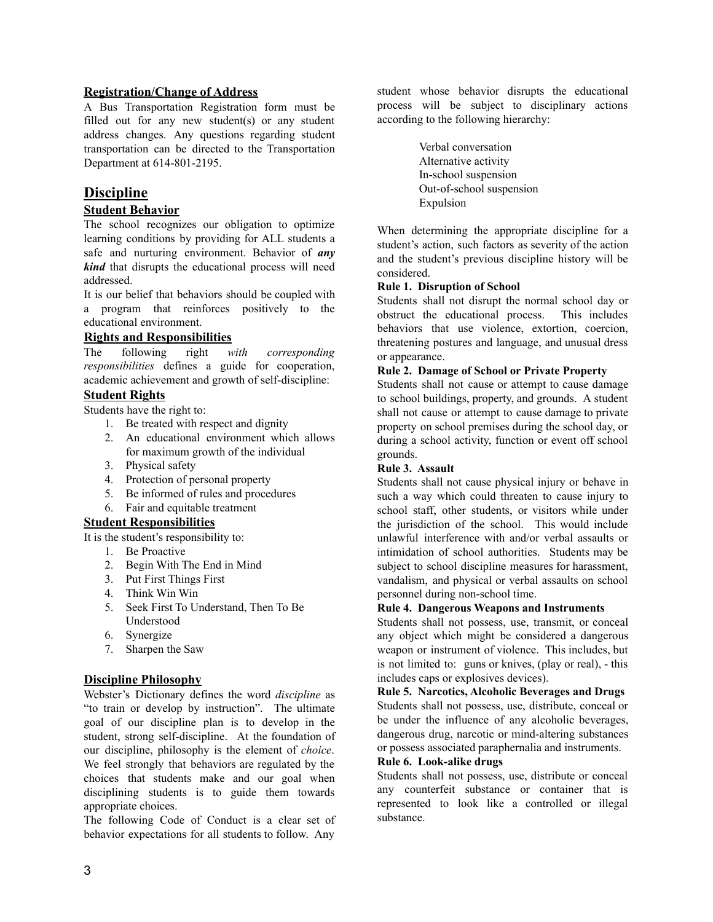### Registration/Change of Address

A Bus Transportation Registration form must be filled out for any new student(s) or any student address changes. Any questions regarding student transportation can be directed to the Transportation Department at 614-801-2195.

## Discipline

### Student Behavior

The school recognizes our obligation to optimize learning conditions by providing for ALL students a safe and nurturing environment. Behavior of ***any kind*** that disrupts the educational process will need addressed.

It is our belief that behaviors should be coupled with a program that reinforces positively to the educational environment.

### Rights and Responsibilities

The following right *with corresponding responsibilities* defines a guide for cooperation, academic achievement and growth of self-discipline:

### Student Rights

Students have the right to:

1. Be treated with respect and dignity
2. An educational environment which allows for maximum growth of the individual
3. Physical safety
4. Protection of personal property
5. Be informed of rules and procedures
6. Fair and equitable treatment

### Student Responsibilities

It is the student's responsibility to:

1. Be Proactive
2. Begin With The End in Mind
3. Put First Things First
4. Think Win Win
5. Seek First To Understand, Then To Be Understood
6. Synergize
7. Sharpen the Saw

### Discipline Philosophy

Webster's Dictionary defines the word *discipline* as "to train or develop by instruction". The ultimate goal of our discipline plan is to develop in the student, strong self-discipline. At the foundation of our discipline, philosophy is the element of *choice*. We feel strongly that behaviors are regulated by the choices that students make and our goal when disciplining students is to guide them towards appropriate choices.

The following Code of Conduct is a clear set of behavior expectations for all students to follow. Any student whose behavior disrupts the educational process will be subject to disciplinary actions according to the following hierarchy:

Verbal conversation
Alternative activity
In-school suspension
Out-of-school suspension
Expulsion

When determining the appropriate discipline for a student's action, such factors as severity of the action and the student's previous discipline history will be considered.

**Rule 1. Disruption of School**

Students shall not disrupt the normal school day or obstruct the educational process. This includes behaviors that use violence, extortion, coercion, threatening postures and language, and unusual dress or appearance.

**Rule 2. Damage of School or Private Property**

Students shall not cause or attempt to cause damage to school buildings, property, and grounds. A student shall not cause or attempt to cause damage to private property on school premises during the school day, or during a school activity, function or event off school grounds.

**Rule 3. Assault**

Students shall not cause physical injury or behave in such a way which could threaten to cause injury to school staff, other students, or visitors while under the jurisdiction of the school. This would include unlawful interference with and/or verbal assaults or intimidation of school authorities. Students may be subject to school discipline measures for harassment, vandalism, and physical or verbal assaults on school personnel during non-school time.

**Rule 4. Dangerous Weapons and Instruments**

Students shall not possess, use, transmit, or conceal any object which might be considered a dangerous weapon or instrument of violence. This includes, but is not limited to: guns or knives, (play or real), - this includes caps or explosives devices).

**Rule 5. Narcotics, Alcoholic Beverages and Drugs**

Students shall not possess, use, distribute, conceal or be under the influence of any alcoholic beverages, dangerous drug, narcotic or mind-altering substances or possess associated paraphernalia and instruments.

**Rule 6. Look-alike drugs**

Students shall not possess, use, distribute or conceal any counterfeit substance or container that is represented to look like a controlled or illegal substance.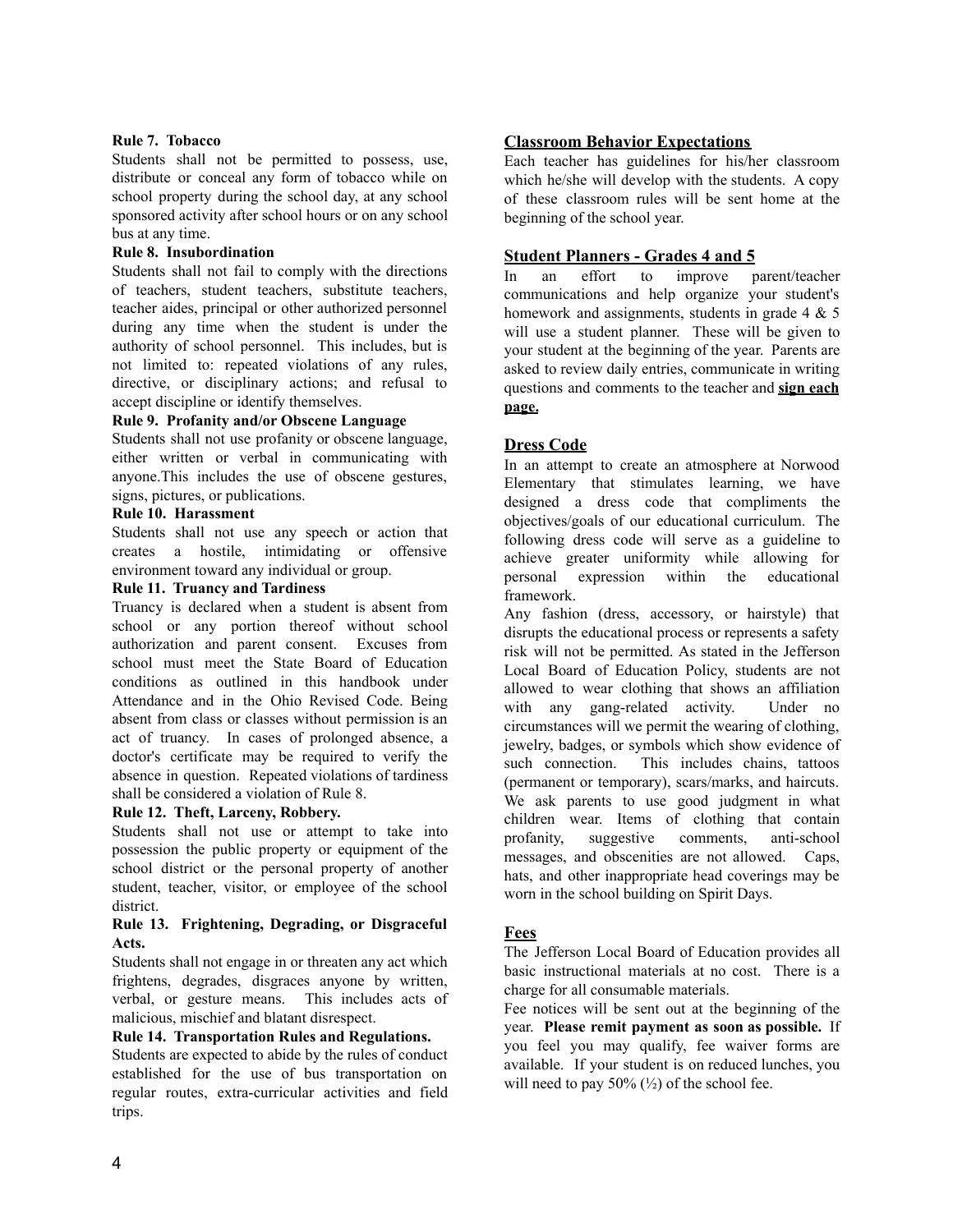**Rule 7. Tobacco**

Students shall not be permitted to possess, use, distribute or conceal any form of tobacco while on school property during the school day, at any school sponsored activity after school hours or on any school bus at any time.

**Rule 8. Insubordination**

Students shall not fail to comply with the directions of teachers, student teachers, substitute teachers, teacher aides, principal or other authorized personnel during any time when the student is under the authority of school personnel. This includes, but is not limited to: repeated violations of any rules, directive, or disciplinary actions; and refusal to accept discipline or identify themselves.

**Rule 9. Profanity and/or Obscene Language**

Students shall not use profanity or obscene language, either written or verbal in communicating with anyone.This includes the use of obscene gestures, signs, pictures, or publications.

**Rule 10. Harassment**

Students shall not use any speech or action that creates a hostile, intimidating or offensive environment toward any individual or group.

**Rule 11. Truancy and Tardiness**

Truancy is declared when a student is absent from school or any portion thereof without school authorization and parent consent. Excuses from school must meet the State Board of Education conditions as outlined in this handbook under Attendance and in the Ohio Revised Code. Being absent from class or classes without permission is an act of truancy. In cases of prolonged absence, a doctor's certificate may be required to verify the absence in question. Repeated violations of tardiness shall be considered a violation of Rule 8.

**Rule 12. Theft, Larceny, Robbery.**

Students shall not use or attempt to take into possession the public property or equipment of the school district or the personal property of another student, teacher, visitor, or employee of the school district.

**Rule 13. Frightening, Degrading, or Disgraceful Acts.**

Students shall not engage in or threaten any act which frightens, degrades, disgraces anyone by written, verbal, or gesture means. This includes acts of malicious, mischief and blatant disrespect.

**Rule 14. Transportation Rules and Regulations.**

Students are expected to abide by the rules of conduct established for the use of bus transportation on regular routes, extra-curricular activities and field trips.

## Classroom Behavior Expectations

Each teacher has guidelines for his/her classroom which he/she will develop with the students. A copy of these classroom rules will be sent home at the beginning of the school year.

## Student Planners - Grades 4 and 5

In an effort to improve parent/teacher communications and help organize your student's homework and assignments, students in grade 4 & 5 will use a student planner. These will be given to your student at the beginning of the year. Parents are asked to review daily entries, communicate in writing questions and comments to the teacher and **sign each page.**

## Dress Code

In an attempt to create an atmosphere at Norwood Elementary that stimulates learning, we have designed a dress code that compliments the objectives/goals of our educational curriculum. The following dress code will serve as a guideline to achieve greater uniformity while allowing for personal expression within the educational framework.

Any fashion (dress, accessory, or hairstyle) that disrupts the educational process or represents a safety risk will not be permitted. As stated in the Jefferson Local Board of Education Policy, students are not allowed to wear clothing that shows an affiliation with any gang-related activity. Under no circumstances will we permit the wearing of clothing, jewelry, badges, or symbols which show evidence of such connection. This includes chains, tattoos (permanent or temporary), scars/marks, and haircuts. We ask parents to use good judgment in what children wear. Items of clothing that contain profanity, suggestive comments, anti-school messages, and obscenities are not allowed. Caps, hats, and other inappropriate head coverings may be worn in the school building on Spirit Days.

## Fees

The Jefferson Local Board of Education provides all basic instructional materials at no cost. There is a charge for all consumable materials.

Fee notices will be sent out at the beginning of the year. **Please remit payment as soon as possible.** If you feel you may qualify, fee waiver forms are available. If your student is on reduced lunches, you will need to pay 50% (½) of the school fee.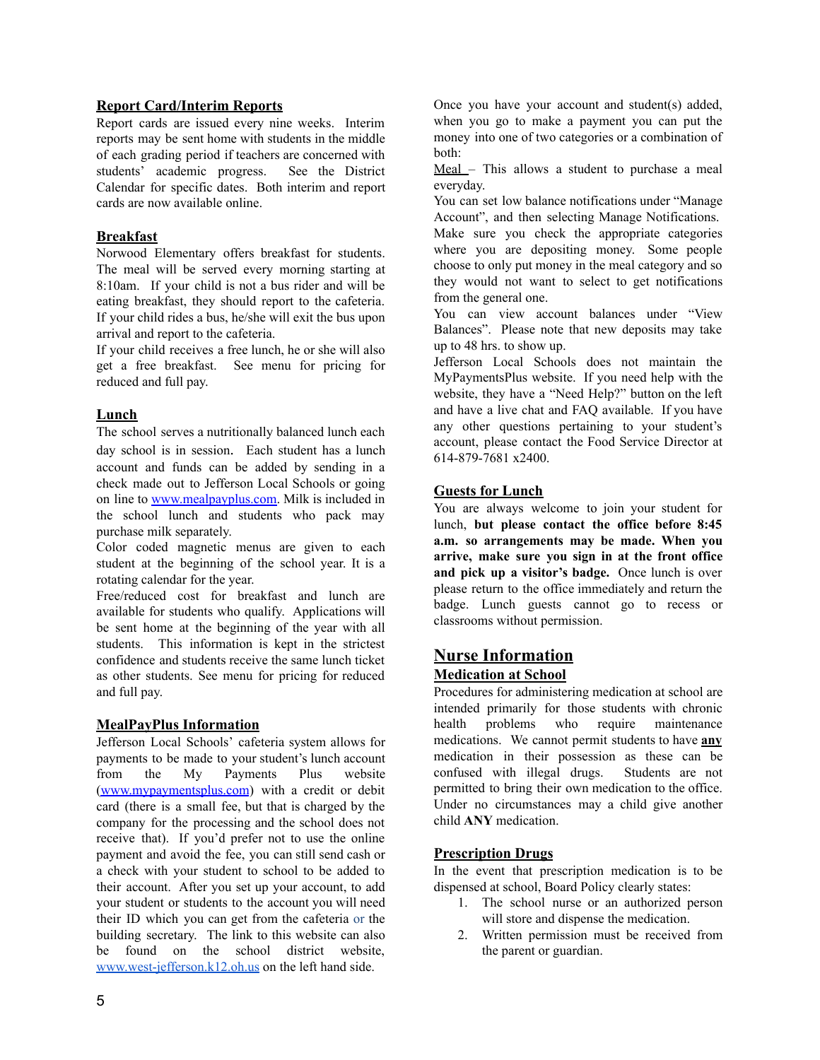## Report Card/Interim Reports

Report cards are issued every nine weeks. Interim reports may be sent home with students in the middle of each grading period if teachers are concerned with students' academic progress. See the District Calendar for specific dates. Both interim and report cards are now available online.

## Breakfast

Norwood Elementary offers breakfast for students. The meal will be served every morning starting at 8:10am. If your child is not a bus rider and will be eating breakfast, they should report to the cafeteria. If your child rides a bus, he/she will exit the bus upon arrival and report to the cafeteria.

If your child receives a free lunch, he or she will also get a free breakfast. See menu for pricing for reduced and full pay.

## Lunch

The school serves a nutritionally balanced lunch each day school is in session. Each student has a lunch account and funds can be added by sending in a check made out to Jefferson Local Schools or going on line to www.mealpayplus.com. Milk is included in the school lunch and students who pack may purchase milk separately.

Color coded magnetic menus are given to each student at the beginning of the school year. It is a rotating calendar for the year.

Free/reduced cost for breakfast and lunch are available for students who qualify. Applications will be sent home at the beginning of the year with all students. This information is kept in the strictest confidence and students receive the same lunch ticket as other students. See menu for pricing for reduced and full pay.

## MealPayPlus Information

Jefferson Local Schools' cafeteria system allows for payments to be made to your student's lunch account from the My Payments Plus website (www.mypaymentsplus.com) with a credit or debit card (there is a small fee, but that is charged by the company for the processing and the school does not receive that). If you'd prefer not to use the online payment and avoid the fee, you can still send cash or a check with your student to school to be added to their account. After you set up your account, to add your student or students to the account you will need their ID which you can get from the cafeteria or the building secretary. The link to this website can also be found on the school district website, www.west-jefferson.k12.oh.us on the left hand side.

Once you have your account and student(s) added, when you go to make a payment you can put the money into one of two categories or a combination of both:

Meal – This allows a student to purchase a meal everyday.

You can set low balance notifications under "Manage Account", and then selecting Manage Notifications. Make sure you check the appropriate categories where you are depositing money. Some people choose to only put money in the meal category and so they would not want to select to get notifications from the general one.

You can view account balances under "View Balances". Please note that new deposits may take up to 48 hrs. to show up.

Jefferson Local Schools does not maintain the MyPaymentsPlus website. If you need help with the website, they have a "Need Help?" button on the left and have a live chat and FAQ available. If you have any other questions pertaining to your student's account, please contact the Food Service Director at 614-879-7681 x2400.

## Guests for Lunch

You are always welcome to join your student for lunch, **but please contact the office before 8:45 a.m. so arrangements may be made. When you arrive, make sure you sign in at the front office and pick up a visitor's badge.** Once lunch is over please return to the office immediately and return the badge. Lunch guests cannot go to recess or classrooms without permission.

# Nurse Information

## Medication at School

Procedures for administering medication at school are intended primarily for those students with chronic health problems who require maintenance medications. We cannot permit students to have **any** medication in their possession as these can be confused with illegal drugs. Students are not permitted to bring their own medication to the office. Under no circumstances may a child give another child **ANY** medication.

## Prescription Drugs

In the event that prescription medication is to be dispensed at school, Board Policy clearly states:

1. The school nurse or an authorized person will store and dispense the medication.
2. Written permission must be received from the parent or guardian.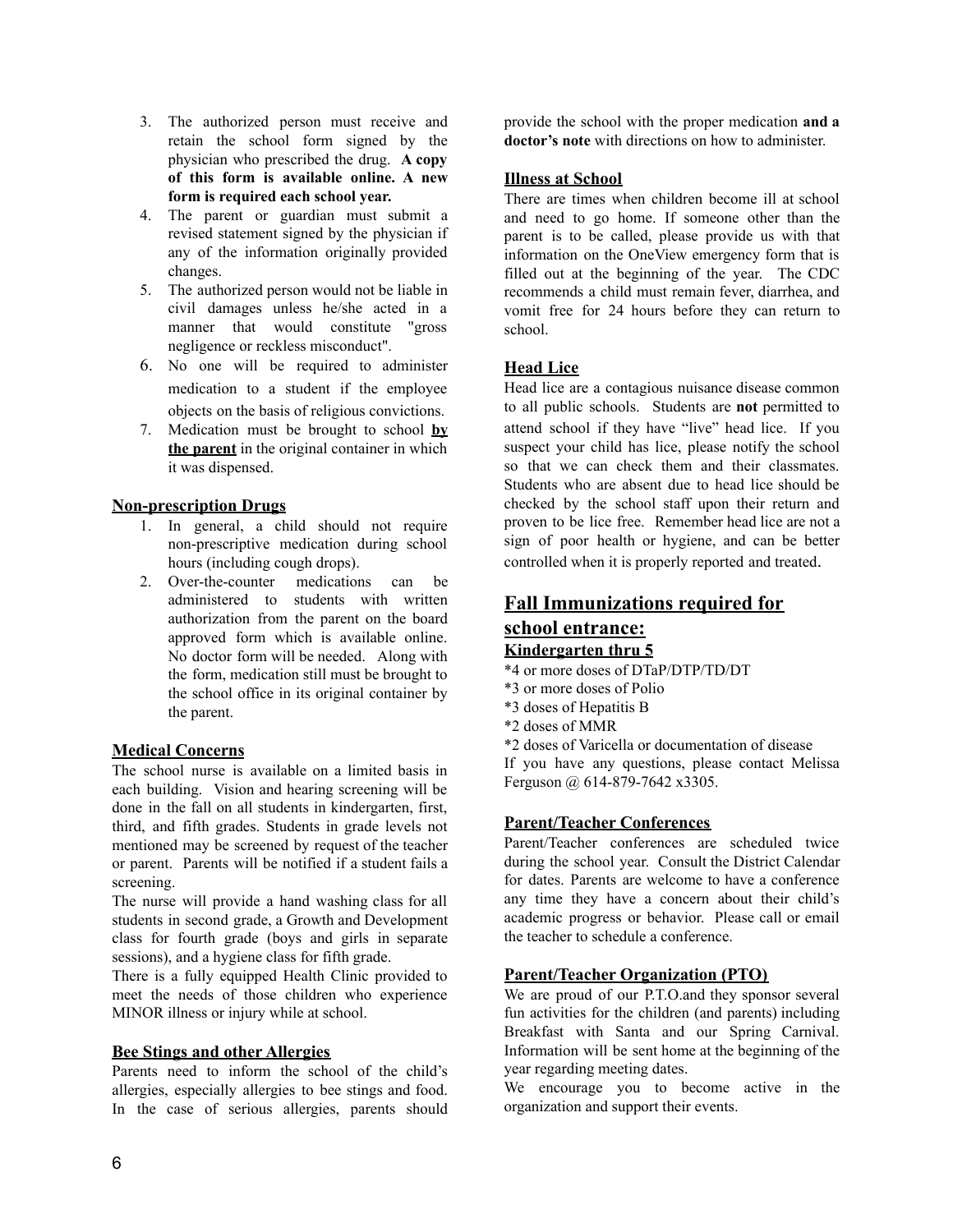3. The authorized person must receive and retain the school form signed by the physician who prescribed the drug. **A copy of this form is available online. A new form is required each school year.**
4. The parent or guardian must submit a revised statement signed by the physician if any of the information originally provided changes.
5. The authorized person would not be liable in civil damages unless he/she acted in a manner that would constitute "gross negligence or reckless misconduct".
6. No one will be required to administer medication to a student if the employee objects on the basis of religious convictions.
7. Medication must be brought to school **by the parent** in the original container in which it was dispensed.

**Non-prescription Drugs**

1. In general, a child should not require non-prescriptive medication during school hours (including cough drops).
2. Over-the-counter medications can be administered to students with written authorization from the parent on the board approved form which is available online. No doctor form will be needed. Along with the form, medication still must be brought to the school office in its original container by the parent.

**Medical Concerns**

The school nurse is available on a limited basis in each building. Vision and hearing screening will be done in the fall on all students in kindergarten, first, third, and fifth grades. Students in grade levels not mentioned may be screened by request of the teacher or parent. Parents will be notified if a student fails a screening.

The nurse will provide a hand washing class for all students in second grade, a Growth and Development class for fourth grade (boys and girls in separate sessions), and a hygiene class for fifth grade.

There is a fully equipped Health Clinic provided to meet the needs of those children who experience MINOR illness or injury while at school.

**Bee Stings and other Allergies**

Parents need to inform the school of the child's allergies, especially allergies to bee stings and food. In the case of serious allergies, parents should provide the school with the proper medication **and a doctor's note** with directions on how to administer.

**Illness at School**

There are times when children become ill at school and need to go home. If someone other than the parent is to be called, please provide us with that information on the OneView emergency form that is filled out at the beginning of the year. The CDC recommends a child must remain fever, diarrhea, and vomit free for 24 hours before they can return to school.

**Head Lice**

Head lice are a contagious nuisance disease common to all public schools. Students are **not** permitted to attend school if they have "live" head lice. If you suspect your child has lice, please notify the school so that we can check them and their classmates. Students who are absent due to head lice should be checked by the school staff upon their return and proven to be lice free. Remember head lice are not a sign of poor health or hygiene, and can be better controlled when it is properly reported and treated.

## Fall Immunizations required for school entrance:

**Kindergarten thru 5**

*4 or more doses of DTaP/DTP/TD/DT
*3 or more doses of Polio
*3 doses of Hepatitis B
*2 doses of MMR
*2 doses of Varicella or documentation of disease

If you have any questions, please contact Melissa Ferguson @ 614-879-7642 x3305.

**Parent/Teacher Conferences**

Parent/Teacher conferences are scheduled twice during the school year. Consult the District Calendar for dates. Parents are welcome to have a conference any time they have a concern about their child's academic progress or behavior. Please call or email the teacher to schedule a conference.

**Parent/Teacher Organization (PTO)**

We are proud of our P.T.O.and they sponsor several fun activities for the children (and parents) including Breakfast with Santa and our Spring Carnival. Information will be sent home at the beginning of the year regarding meeting dates.

We encourage you to become active in the organization and support their events.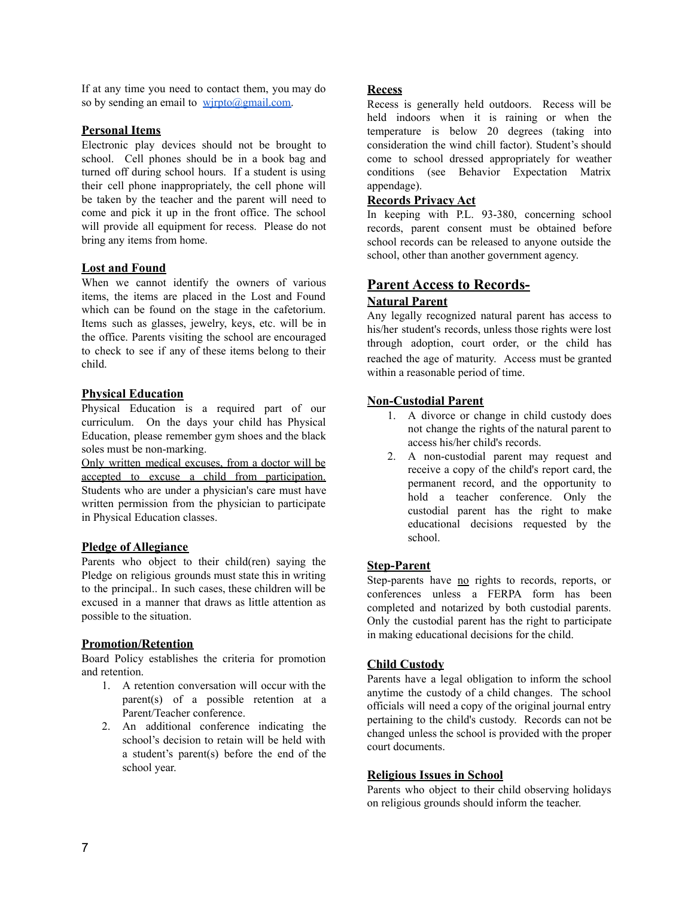If at any time you need to contact them, you may do so by sending an email to wjrpto@gmail.com.

**Personal Items**

Electronic play devices should not be brought to school. Cell phones should be in a book bag and turned off during school hours. If a student is using their cell phone inappropriately, the cell phone will be taken by the teacher and the parent will need to come and pick it up in the front office. The school will provide all equipment for recess. Please do not bring any items from home.

**Lost and Found**

When we cannot identify the owners of various items, the items are placed in the Lost and Found which can be found on the stage in the cafetorium. Items such as glasses, jewelry, keys, etc. will be in the office. Parents visiting the school are encouraged to check to see if any of these items belong to their child.

**Physical Education**

Physical Education is a required part of our curriculum. On the days your child has Physical Education, please remember gym shoes and the black soles must be non-marking.

Only written medical excuses, from a doctor will be accepted to excuse a child from participation. Students who are under a physician's care must have written permission from the physician to participate in Physical Education classes.

**Pledge of Allegiance**

Parents who object to their child(ren) saying the Pledge on religious grounds must state this in writing to the principal.. In such cases, these children will be excused in a manner that draws as little attention as possible to the situation.

**Promotion/Retention**

Board Policy establishes the criteria for promotion and retention.

1. A retention conversation will occur with the parent(s) of a possible retention at a Parent/Teacher conference.
2. An additional conference indicating the school's decision to retain will be held with a student's parent(s) before the end of the school year.

**Recess**

Recess is generally held outdoors. Recess will be held indoors when it is raining or when the temperature is below 20 degrees (taking into consideration the wind chill factor). Student's should come to school dressed appropriately for weather conditions (see Behavior Expectation Matrix appendage).

**Records Privacy Act**

In keeping with P.L. 93-380, concerning school records, parent consent must be obtained before school records can be released to anyone outside the school, other than another government agency.

## Parent Access to Records-

**Natural Parent**

Any legally recognized natural parent has access to his/her student's records, unless those rights were lost through adoption, court order, or the child has reached the age of maturity. Access must be granted within a reasonable period of time.

**Non-Custodial Parent**

1. A divorce or change in child custody does not change the rights of the natural parent to access his/her child's records.
2. A non-custodial parent may request and receive a copy of the child's report card, the permanent record, and the opportunity to hold a teacher conference. Only the custodial parent has the right to make educational decisions requested by the school.

**Step-Parent**

Step-parents have no rights to records, reports, or conferences unless a FERPA form has been completed and notarized by both custodial parents. Only the custodial parent has the right to participate in making educational decisions for the child.

**Child Custody**

Parents have a legal obligation to inform the school anytime the custody of a child changes. The school officials will need a copy of the original journal entry pertaining to the child's custody. Records can not be changed unless the school is provided with the proper court documents.

**Religious Issues in School**

Parents who object to their child observing holidays on religious grounds should inform the teacher.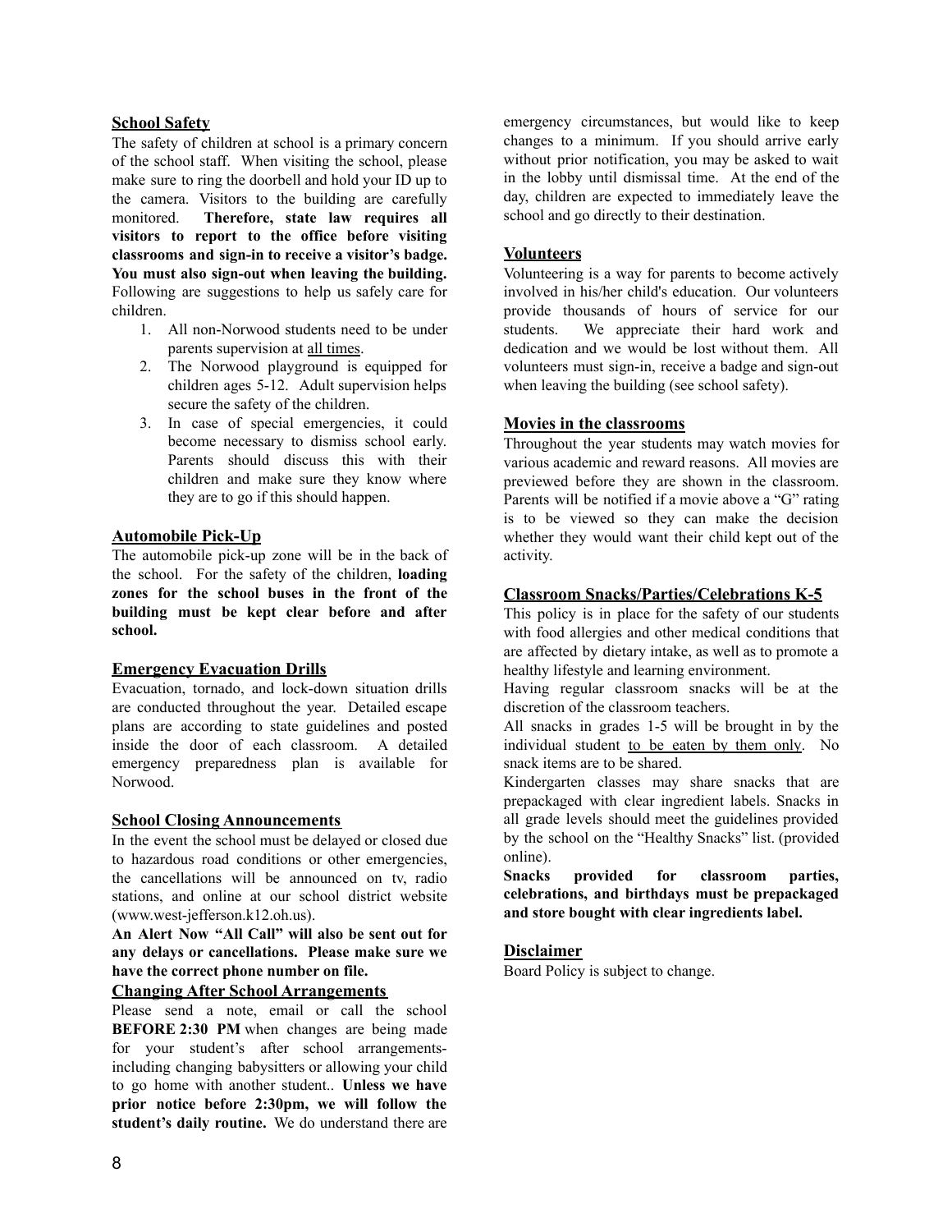## School Safety

The safety of children at school is a primary concern of the school staff. When visiting the school, please make sure to ring the doorbell and hold your ID up to the camera. Visitors to the building are carefully monitored. **Therefore, state law requires all visitors to report to the office before visiting classrooms and sign-in to receive a visitor's badge. You must also sign-out when leaving the building.** Following are suggestions to help us safely care for children.

1. All non-Norwood students need to be under parents supervision at all times.
2. The Norwood playground is equipped for children ages 5-12. Adult supervision helps secure the safety of the children.
3. In case of special emergencies, it could become necessary to dismiss school early. Parents should discuss this with their children and make sure they know where they are to go if this should happen.

## Automobile Pick-Up

The automobile pick-up zone will be in the back of the school. For the safety of the children, **loading zones for the school buses in the front of the building must be kept clear before and after school.**

## Emergency Evacuation Drills

Evacuation, tornado, and lock-down situation drills are conducted throughout the year. Detailed escape plans are according to state guidelines and posted inside the door of each classroom. A detailed emergency preparedness plan is available for Norwood.

## School Closing Announcements

In the event the school must be delayed or closed due to hazardous road conditions or other emergencies, the cancellations will be announced on tv, radio stations, and online at our school district website (www.west-jefferson.k12.oh.us).

**An Alert Now "All Call" will also be sent out for any delays or cancellations. Please make sure we have the correct phone number on file.**

## Changing After School Arrangements

Please send a note, email or call the school **BEFORE 2:30 PM** when changes are being made for your student's after school arrangements- including changing babysitters or allowing your child to go home with another student.. **Unless we have prior notice before 2:30pm, we will follow the student's daily routine.** We do understand there are emergency circumstances, but would like to keep changes to a minimum. If you should arrive early without prior notification, you may be asked to wait in the lobby until dismissal time. At the end of the day, children are expected to immediately leave the school and go directly to their destination.

## Volunteers

Volunteering is a way for parents to become actively involved in his/her child's education. Our volunteers provide thousands of hours of service for our students. We appreciate their hard work and dedication and we would be lost without them. All volunteers must sign-in, receive a badge and sign-out when leaving the building (see school safety).

## Movies in the classrooms

Throughout the year students may watch movies for various academic and reward reasons. All movies are previewed before they are shown in the classroom. Parents will be notified if a movie above a "G" rating is to be viewed so they can make the decision whether they would want their child kept out of the activity.

## Classroom Snacks/Parties/Celebrations K-5

This policy is in place for the safety of our students with food allergies and other medical conditions that are affected by dietary intake, as well as to promote a healthy lifestyle and learning environment.

Having regular classroom snacks will be at the discretion of the classroom teachers.

All snacks in grades 1-5 will be brought in by the individual student to be eaten by them only. No snack items are to be shared.

Kindergarten classes may share snacks that are prepackaged with clear ingredient labels. Snacks in all grade levels should meet the guidelines provided by the school on the "Healthy Snacks" list. (provided online).

**Snacks provided for classroom parties, celebrations, and birthdays must be prepackaged and store bought with clear ingredients label.**

## Disclaimer

Board Policy is subject to change.